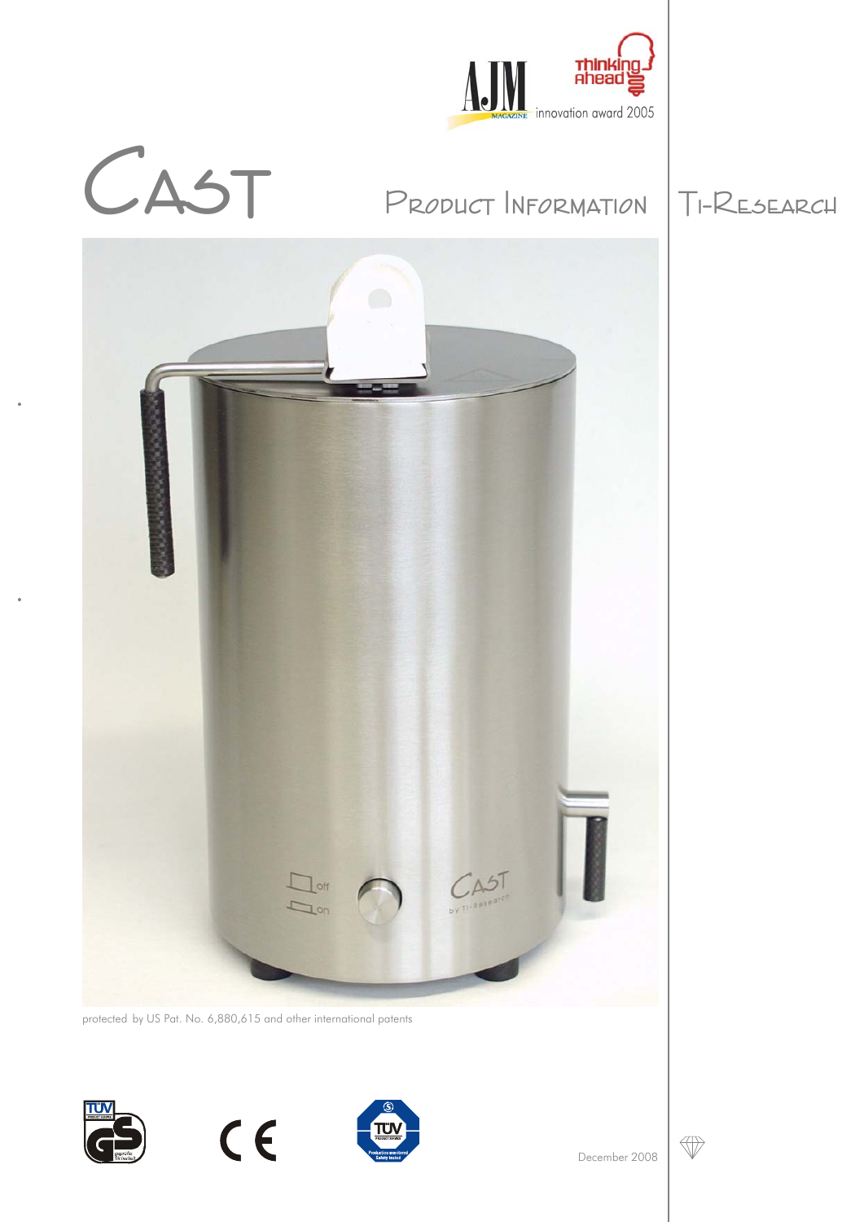AJM MAGAZINE

Thinking Ahead

innovation award 2005

# CAST

## Product Information

Ti-Research

protected by US Pat. No. 6,880,615 and other international patents

December 2008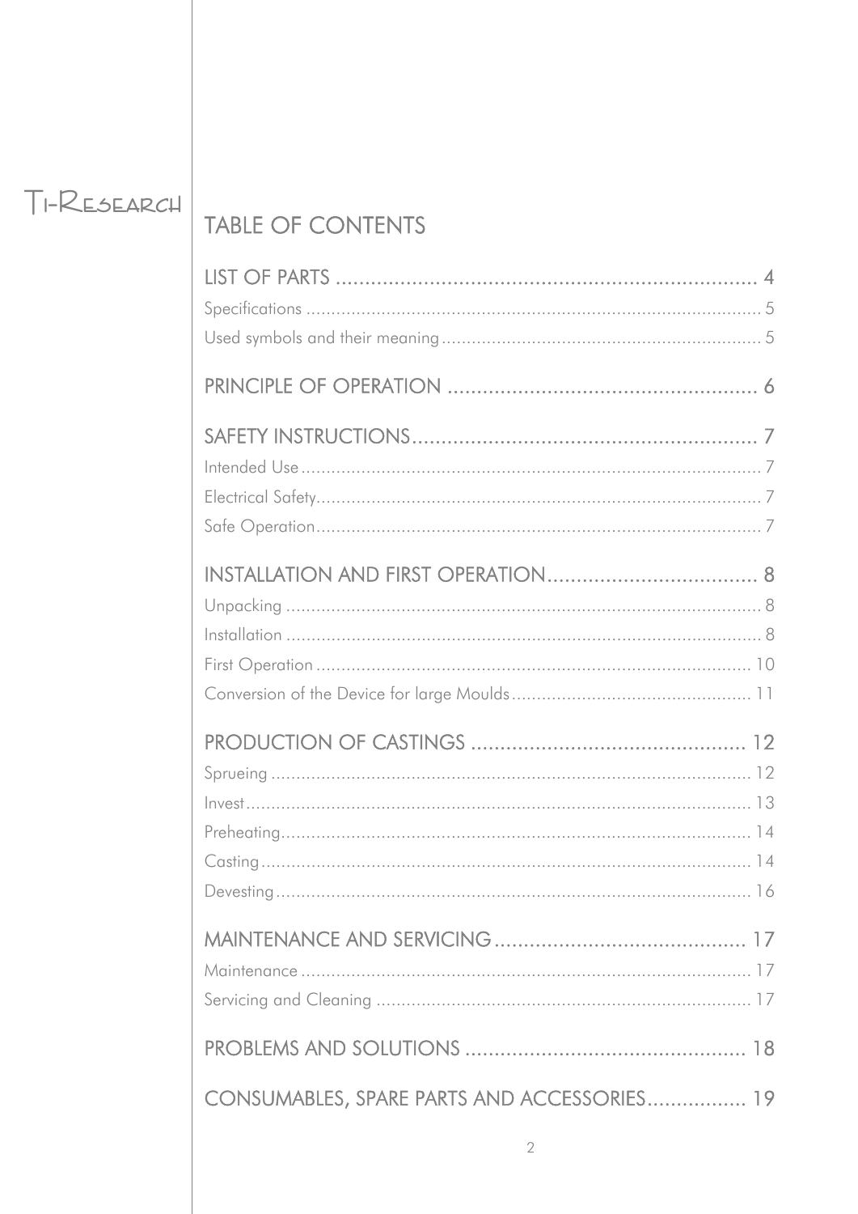Ti-Research

# TABLE OF CONTENTS

LIST OF PARTS ........................................................................ 4

Specifications ........................................................................ 5

Used symbols and their meaning ........................................................................ 5

PRINCIPLE OF OPERATION ........................................................................ 6

SAFETY INSTRUCTIONS ........................................................................ 7

Intended Use ........................................................................ 7

Electrical Safety ........................................................................ 7

Safe Operation ........................................................................ 7

INSTALLATION AND FIRST OPERATION ........................................................................ 8

Unpacking ........................................................................ 8

Installation ........................................................................ 8

First Operation ........................................................................ 10

Conversion of the Device for large Moulds ........................................................................ 11

PRODUCTION OF CASTINGS ........................................................................ 12

Sprueing ........................................................................ 12

Invest ........................................................................ 13

Preheating ........................................................................ 14

Casting ........................................................................ 14

Devesting ........................................................................ 16

MAINTENANCE AND SERVICING ........................................................................ 17

Maintenance ........................................................................ 17

Servicing and Cleaning ........................................................................ 17

PROBLEMS AND SOLUTIONS ........................................................................ 18

CONSUMABLES, SPARE PARTS AND ACCESSORIES ........................................................................ 19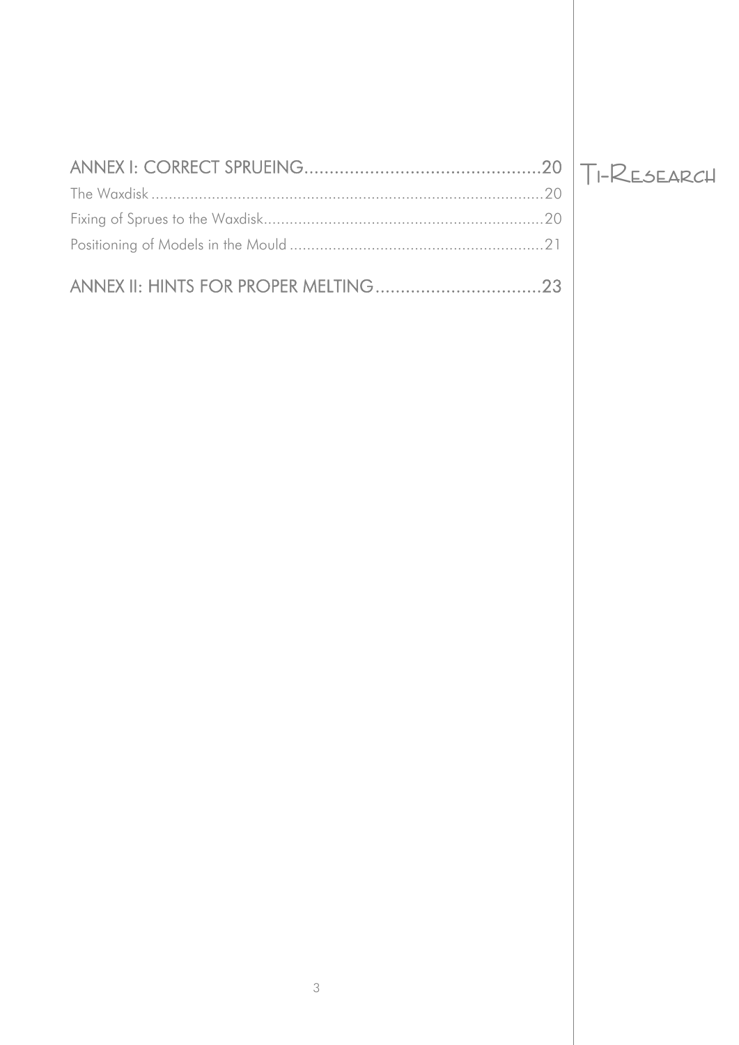ANNEX I: CORRECT SPRUEING....................................................20

The Waxdisk....................................................................................20

Fixing of Sprues to the Waxdisk.......................................................20

Positioning of Models in the Mould ..................................................21

ANNEX II: HINTS FOR PROPER MELTING..................................23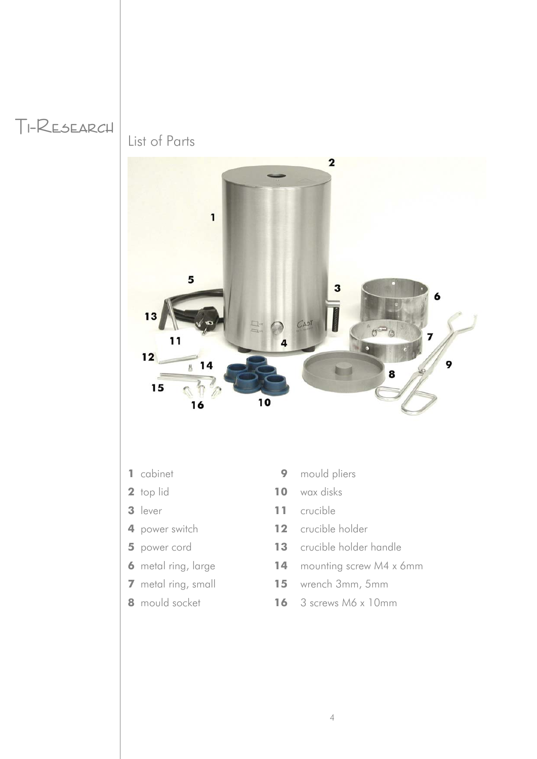# Ti-Research

## List of Parts

1 cabinet
2 top lid
3 lever
4 power switch
5 power cord
6 metal ring, large
7 metal ring, small
8 mould socket
9 mould pliers
10 wax disks
11 crucible
12 crucible holder
13 crucible holder handle
14 mounting screw M4 x 6mm
15 wrench 3mm, 5mm
16 3 screws M6 x 10mm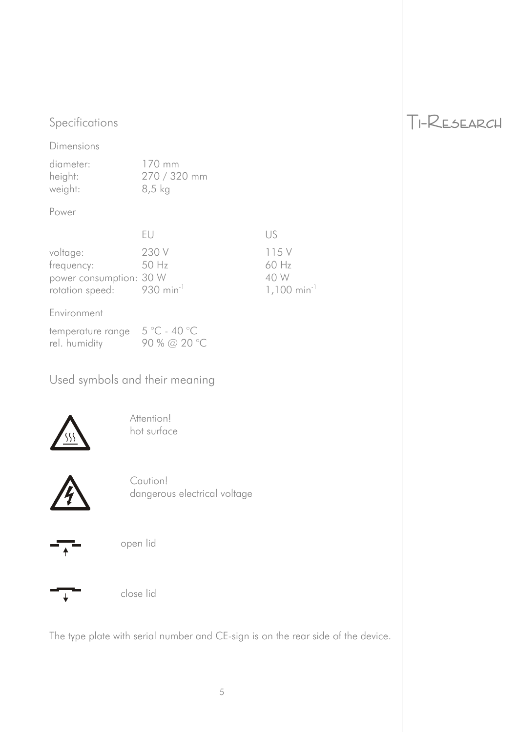## Specifications

### Dimensions

| | |
|---|---|
| diameter: | 170 mm |
| height: | 270 / 320 mm |
| weight: | 8,5 kg |

### Power

| | EU | US |
|---|---|---|
| voltage: | 230 V | 115 V |
| frequency: | 50 Hz | 60 Hz |
| power consumption: | 30 W | 40 W |
| rotation speed: | 930 $min^{-1}$ | 1,100 $min^{-1}$ |

### Environment

| | |
|---|---|
| temperature range | 5 °C - 40 °C |
| rel. humidity | 90 % @ 20 °C |

## Used symbols and their meaning

Attention!
hot surface

Caution!
dangerous electrical voltage

open lid

close lid

The type plate with serial number and CE-sign is on the rear side of the device.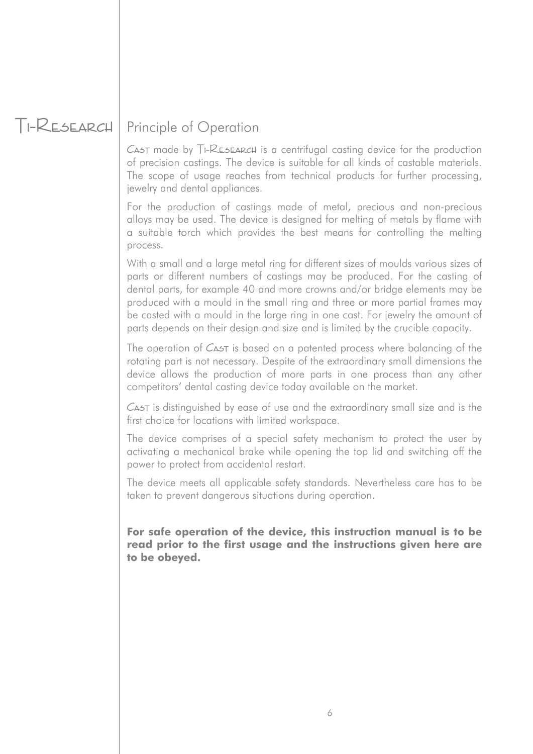## Principle of Operation

CAST made by TI-RESEARCH is a centrifugal casting device for the production of precision castings. The device is suitable for all kinds of castable materials. The scope of usage reaches from technical products for further processing, jewelry and dental appliances.

For the production of castings made of metal, precious and non-precious alloys may be used. The device is designed for melting of metals by flame with a suitable torch which provides the best means for controlling the melting process.

With a small and a large metal ring for different sizes of moulds various sizes of parts or different numbers of castings may be produced. For the casting of dental parts, for example 40 and more crowns and/or bridge elements may be produced with a mould in the small ring and three or more partial frames may be casted with a mould in the large ring in one cast. For jewelry the amount of parts depends on their design and size and is limited by the crucible capacity.

The operation of CAST is based on a patented process where balancing of the rotating part is not necessary. Despite of the extraordinary small dimensions the device allows the production of more parts in one process than any other competitors' dental casting device today available on the market.

CAST is distinguished by ease of use and the extraordinary small size and is the first choice for locations with limited workspace.

The device comprises of a special safety mechanism to protect the user by activating a mechanical brake while opening the top lid and switching off the power to protect from accidental restart.

The device meets all applicable safety standards. Nevertheless care has to be taken to prevent dangerous situations during operation.

**For safe operation of the device, this instruction manual is to be read prior to the first usage and the instructions given here are to be obeyed.**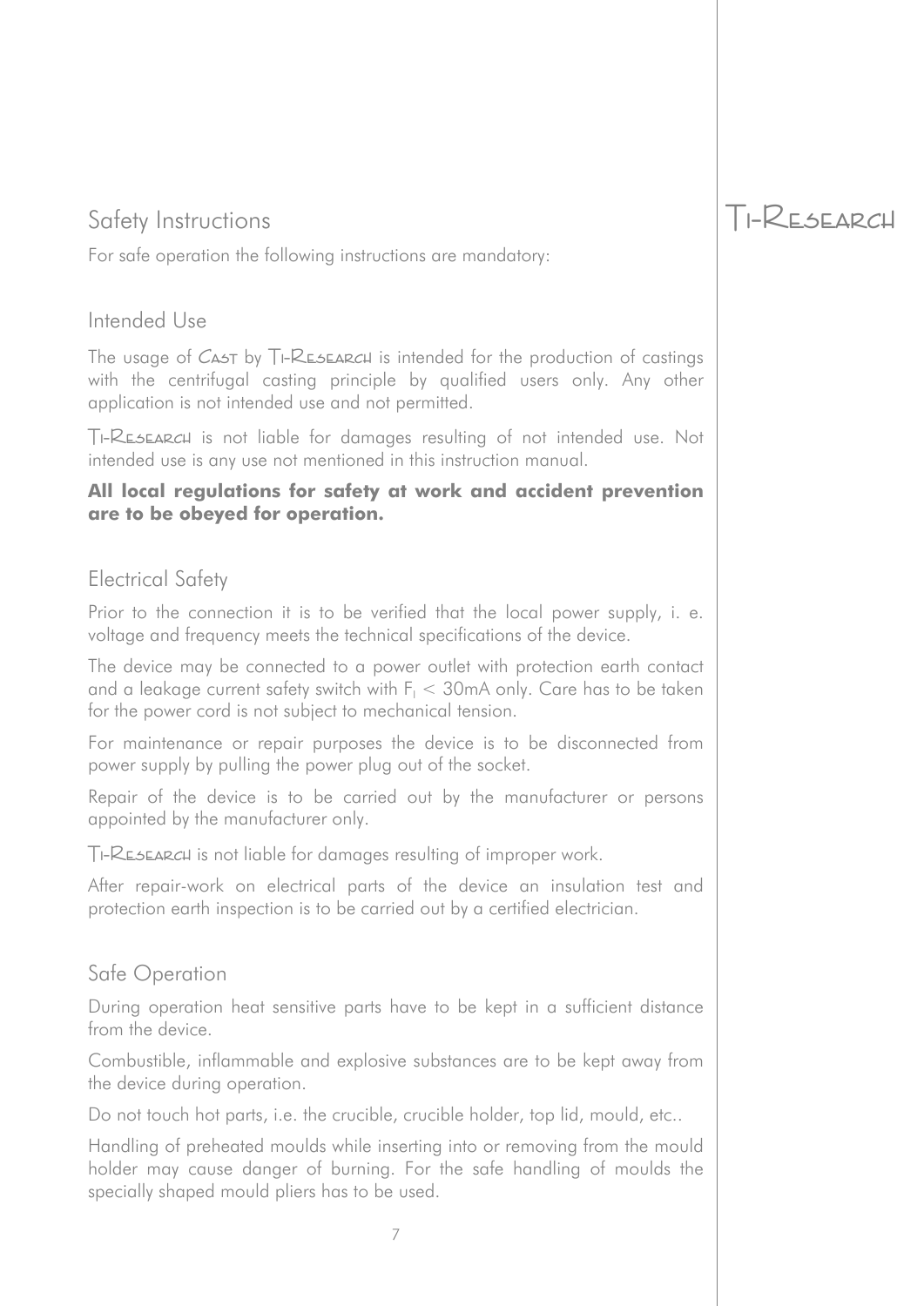## Safety Instructions

For safe operation the following instructions are mandatory:

### Intended Use

The usage of CAST by TI-RESEARCH is intended for the production of castings with the centrifugal casting principle by qualified users only. Any other application is not intended use and not permitted.

TI-RESEARCH is not liable for damages resulting of not intended use. Not intended use is any use not mentioned in this instruction manual.

**All local regulations for safety at work and accident prevention are to be obeyed for operation.**

### Electrical Safety

Prior to the connection it is to be verified that the local power supply, i. e. voltage and frequency meets the technical specifications of the device.

The device may be connected to a power outlet with protection earth contact and a leakage current safety switch with $F_l < 30mA$ only. Care has to be taken for the power cord is not subject to mechanical tension.

For maintenance or repair purposes the device is to be disconnected from power supply by pulling the power plug out of the socket.

Repair of the device is to be carried out by the manufacturer or persons appointed by the manufacturer only.

TI-RESEARCH is not liable for damages resulting of improper work.

After repair-work on electrical parts of the device an insulation test and protection earth inspection is to be carried out by a certified electrician.

### Safe Operation

During operation heat sensitive parts have to be kept in a sufficient distance from the device.

Combustible, inflammable and explosive substances are to be kept away from the device during operation.

Do not touch hot parts, i.e. the crucible, crucible holder, top lid, mould, etc..

Handling of preheated moulds while inserting into or removing from the mould holder may cause danger of burning. For the safe handling of moulds the specially shaped mould pliers has to be used.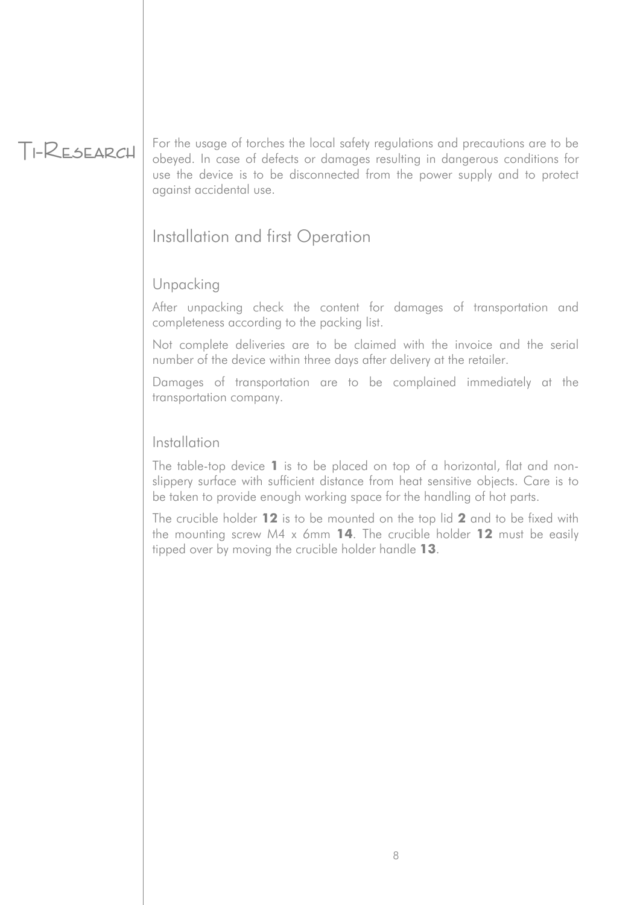For the usage of torches the local safety regulations and precautions are to be obeyed. In case of defects or damages resulting in dangerous conditions for use the device is to be disconnected from the power supply and to protect against accidental use.

## Installation and first Operation

### Unpacking

After unpacking check the content for damages of transportation and completeness according to the packing list.

Not complete deliveries are to be claimed with the invoice and the serial number of the device within three days after delivery at the retailer.

Damages of transportation are to be complained immediately at the transportation company.

### Installation

The table-top device **1** is to be placed on top of a horizontal, flat and non-slippery surface with sufficient distance from heat sensitive objects. Care is to be taken to provide enough working space for the handling of hot parts.

The crucible holder **12** is to be mounted on the top lid **2** and to be fixed with the mounting screw M4 x 6mm **14**. The crucible holder **12** must be easily tipped over by moving the crucible holder handle **13**.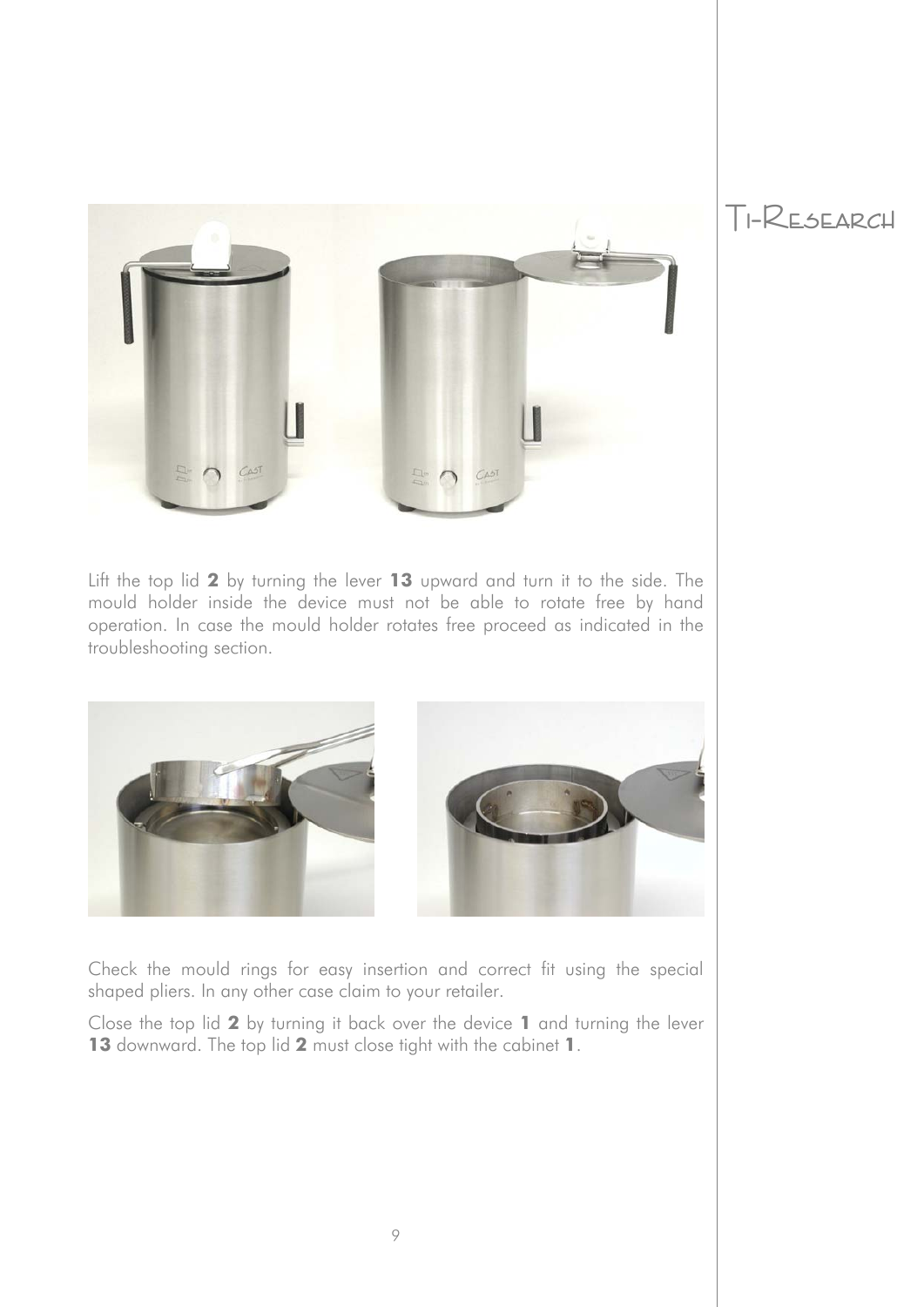Lift the top lid **2** by turning the lever **13** upward and turn it to the side. The mould holder inside the device must not be able to rotate free by hand operation. In case the mould holder rotates free proceed as indicated in the troubleshooting section.

Check the mould rings for easy insertion and correct fit using the special shaped pliers. In any other case claim to your retailer.

Close the top lid **2** by turning it back over the device **1** and turning the lever **13** downward. The top lid **2** must close tight with the cabinet **1**.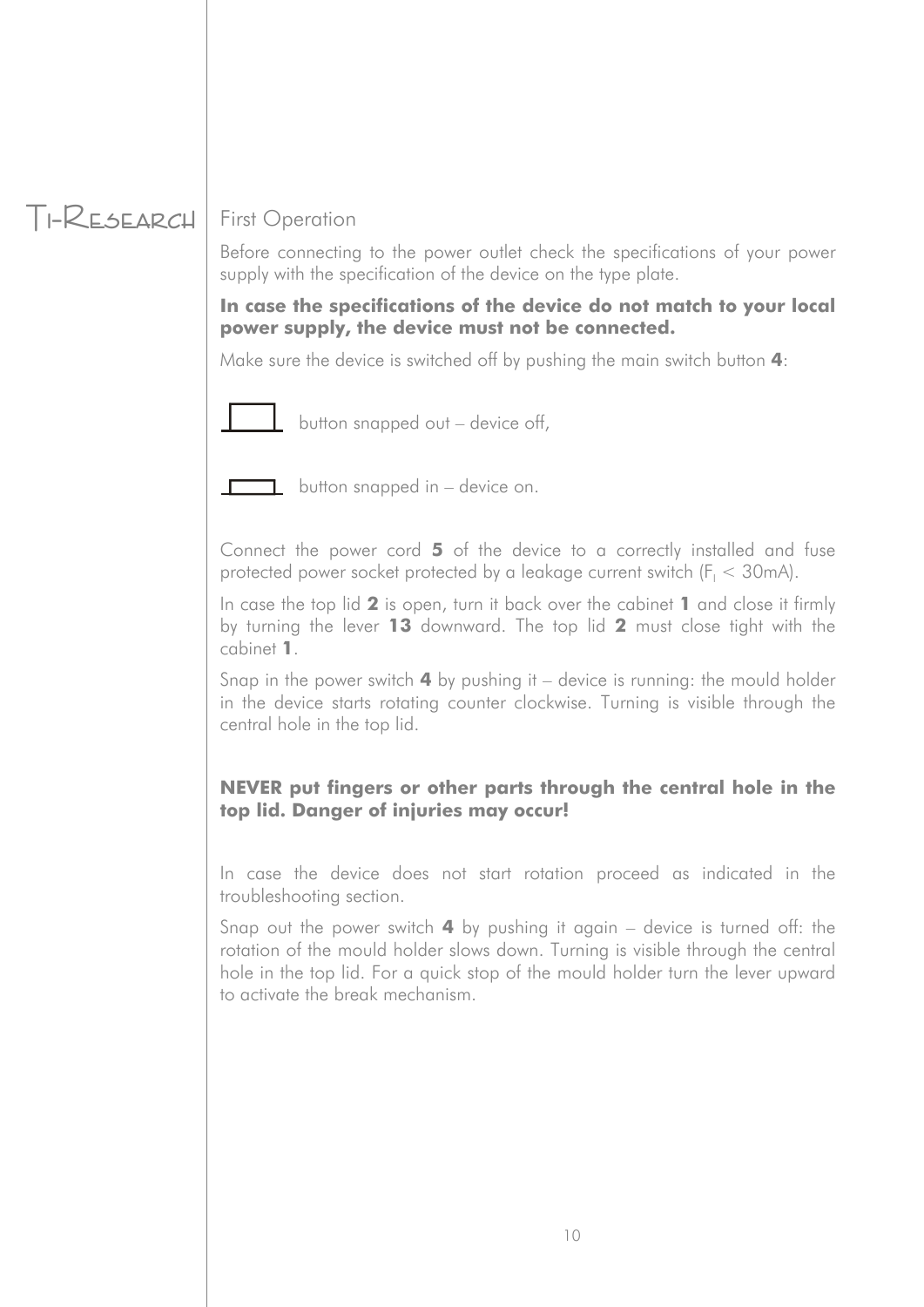## First Operation

Before connecting to the power outlet check the specifications of your power supply with the specification of the device on the type plate.

**In case the specifications of the device do not match to your local power supply, the device must not be connected.**

Make sure the device is switched off by pushing the main switch button **4**:

button snapped out – device off,

button snapped in – device on.

Connect the power cord **5** of the device to a correctly installed and fuse protected power socket protected by a leakage current switch ($F_I < 30mA$).

In case the top lid **2** is open, turn it back over the cabinet **1** and close it firmly by turning the lever **13** downward. The top lid **2** must close tight with the cabinet **1**.

Snap in the power switch **4** by pushing it – device is running: the mould holder in the device starts rotating counter clockwise. Turning is visible through the central hole in the top lid.

**NEVER put fingers or other parts through the central hole in the top lid. Danger of injuries may occur!**

In case the device does not start rotation proceed as indicated in the troubleshooting section.

Snap out the power switch **4** by pushing it again – device is turned off: the rotation of the mould holder slows down. Turning is visible through the central hole in the top lid. For a quick stop of the mould holder turn the lever upward to activate the break mechanism.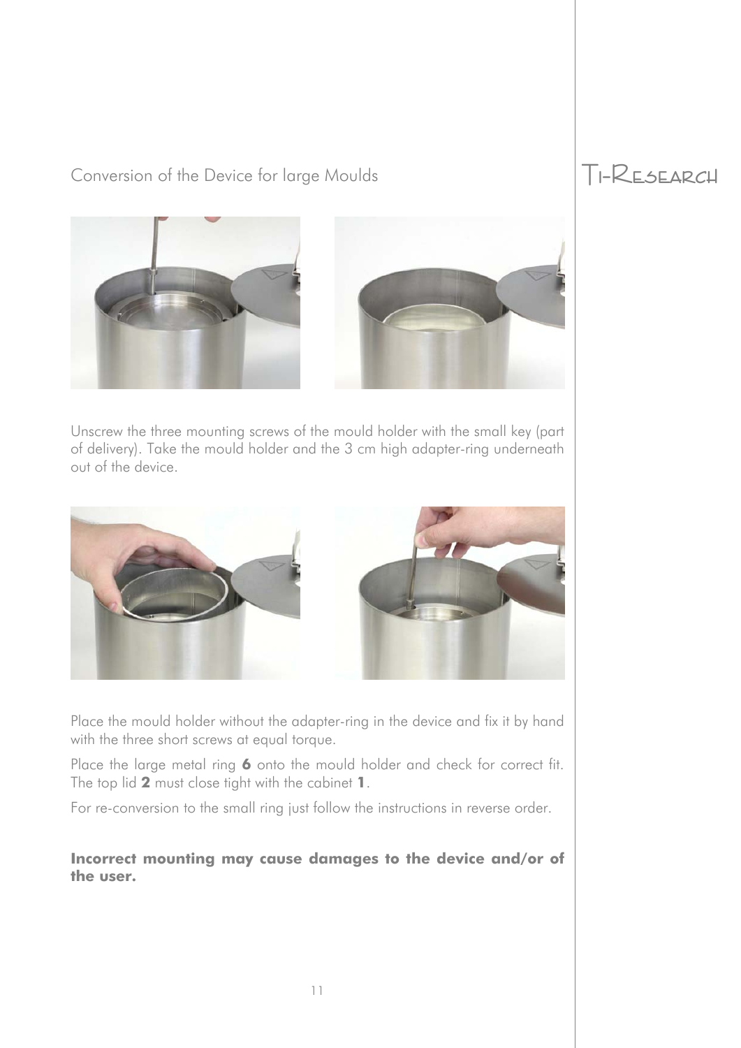## Conversion of the Device for large Moulds

Unscrew the three mounting screws of the mould holder with the small key (part of delivery). Take the mould holder and the 3 cm high adapter-ring underneath out of the device.

Place the mould holder without the adapter-ring in the device and fix it by hand with the three short screws at equal torque.

Place the large metal ring **6** onto the mould holder and check for correct fit. The top lid **2** must close tight with the cabinet **1**.

For re-conversion to the small ring just follow the instructions in reverse order.

**Incorrect mounting may cause damages to the device and/or of the user.**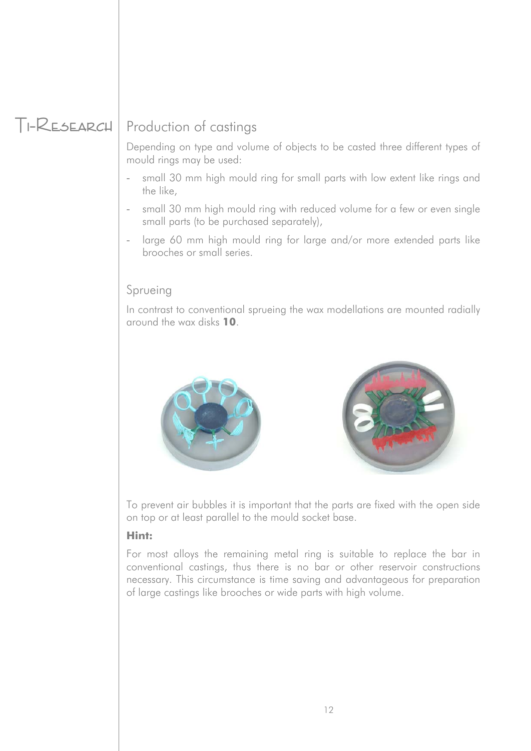## Production of castings

Depending on type and volume of objects to be casted three different types of mould rings may be used:

- small 30 mm high mould ring for small parts with low extent like rings and the like,
- small 30 mm high mould ring with reduced volume for a few or even single small parts (to be purchased separately),
- large 60 mm high mould ring for large and/or more extended parts like brooches or small series.

### Sprueing

In contrast to conventional sprueing the wax modellations are mounted radially around the wax disks **10**.

To prevent air bubbles it is important that the parts are fixed with the open side on top or at least parallel to the mould socket base.

**Hint:**

For most alloys the remaining metal ring is suitable to replace the bar in conventional castings, thus there is no bar or other reservoir constructions necessary. This circumstance is time saving and advantageous for preparation of large castings like brooches or wide parts with high volume.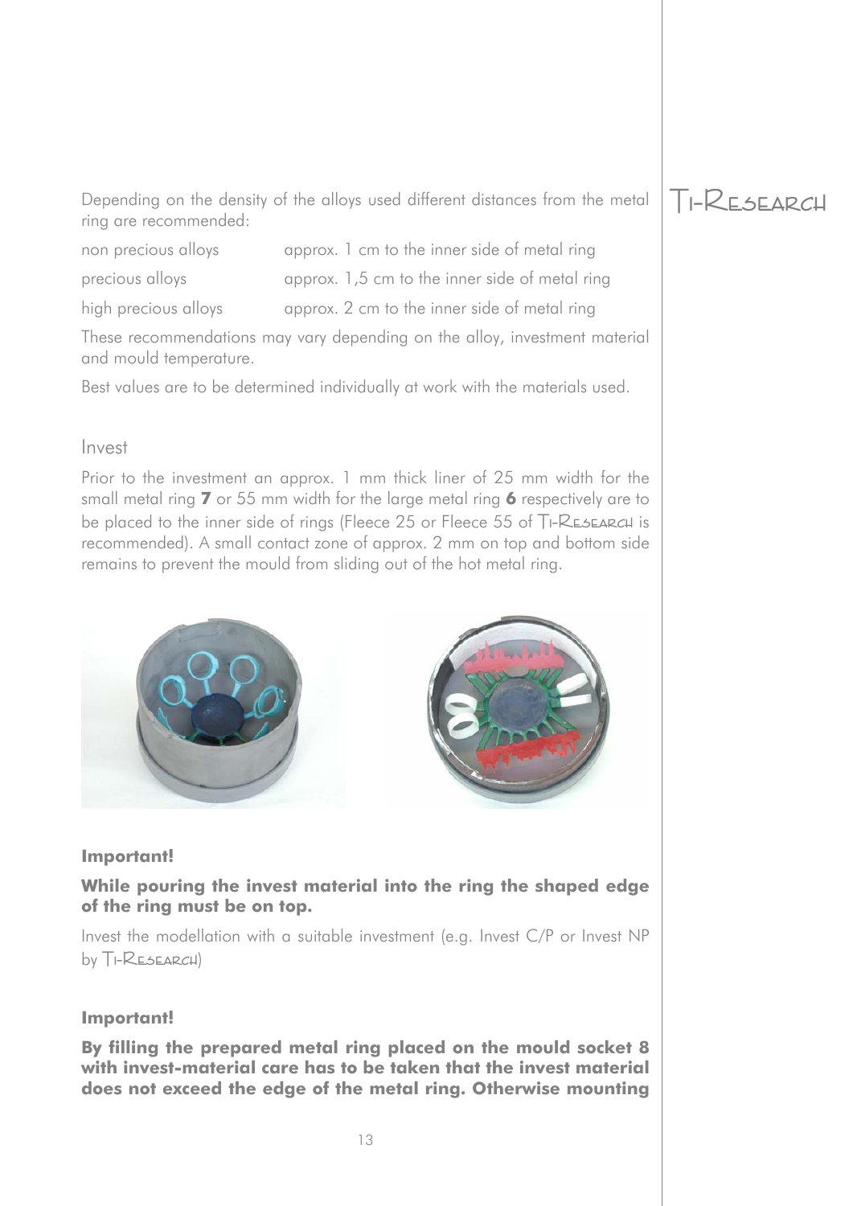Depending on the density of the alloys used different distances from the metal ring are recommended:

| | |
|---|---|
| non precious alloys | approx. 1 cm to the inner side of metal ring |
| precious alloys | approx. 1,5 cm to the inner side of metal ring |
| high precious alloys | approx. 2 cm to the inner side of metal ring |

These recommendations may vary depending on the alloy, investment material and mould temperature.

Best values are to be determined individually at work with the materials used.

## Invest

Prior to the investment an approx. 1 mm thick liner of 25 mm width for the small metal ring **7** or 55 mm width for the large metal ring **6** respectively are to be placed to the inner side of rings (Fleece 25 or Fleece 55 of Ti-Research is recommended). A small contact zone of approx. 2 mm on top and bottom side remains to prevent the mould from sliding out of the hot metal ring.

**Important!**

**While pouring the invest material into the ring the shaped edge of the ring must be on top.**

Invest the modellation with a suitable investment (e.g. Invest C/P or Invest NP by Ti-Research)

**Important!**

**By filling the prepared metal ring placed on the mould socket 8 with invest-material care has to be taken that the invest material does not exceed the edge of the metal ring. Otherwise mounting**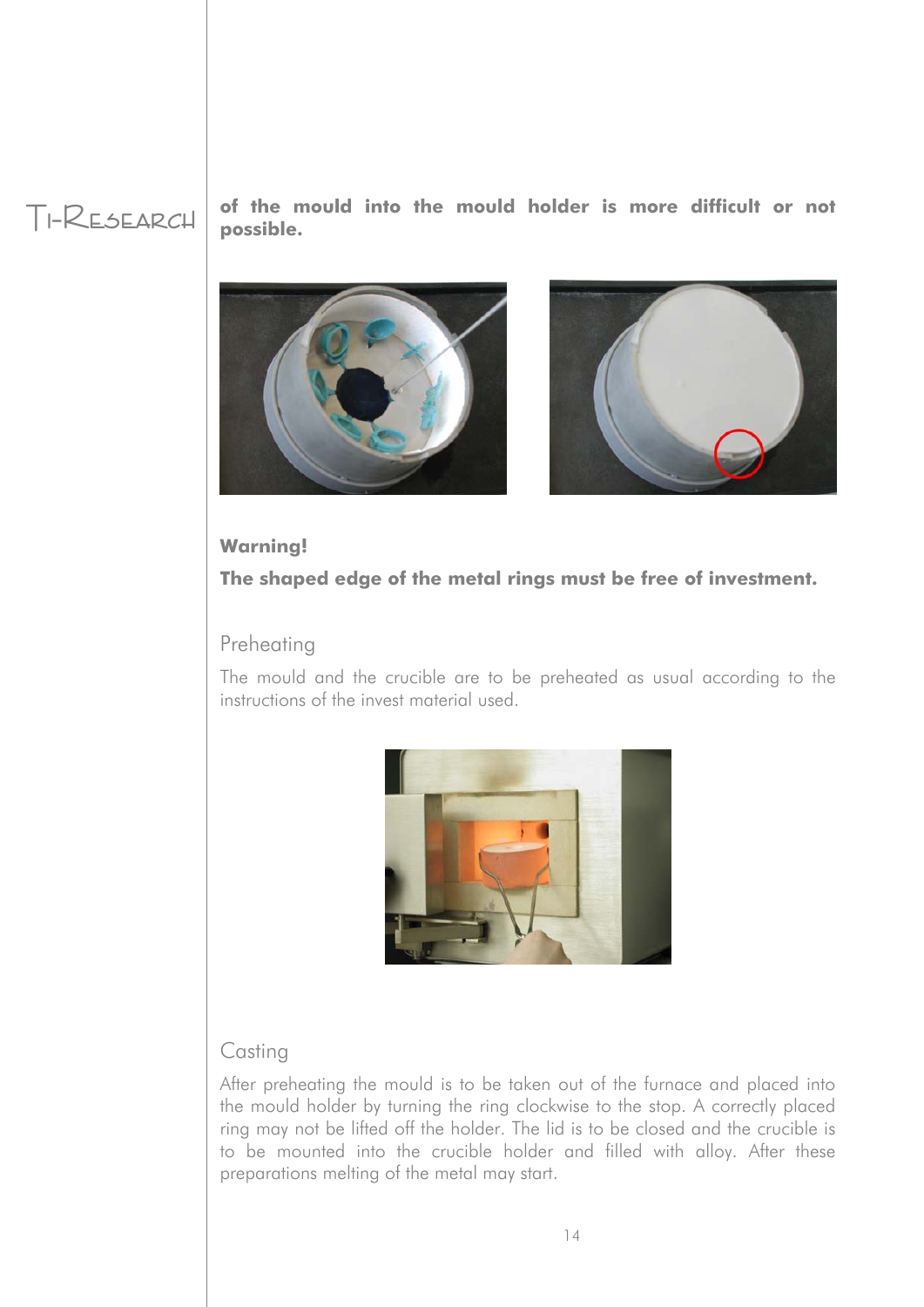**of the mould into the mould holder is more difficult or not possible.**

**Warning!**

**The shaped edge of the metal rings must be free of investment.**

## Preheating

The mould and the crucible are to be preheated as usual according to the instructions of the invest material used.

## Casting

After preheating the mould is to be taken out of the furnace and placed into the mould holder by turning the ring clockwise to the stop. A correctly placed ring may not be lifted off the holder. The lid is to be closed and the crucible is to be mounted into the crucible holder and filled with alloy. After these preparations melting of the metal may start.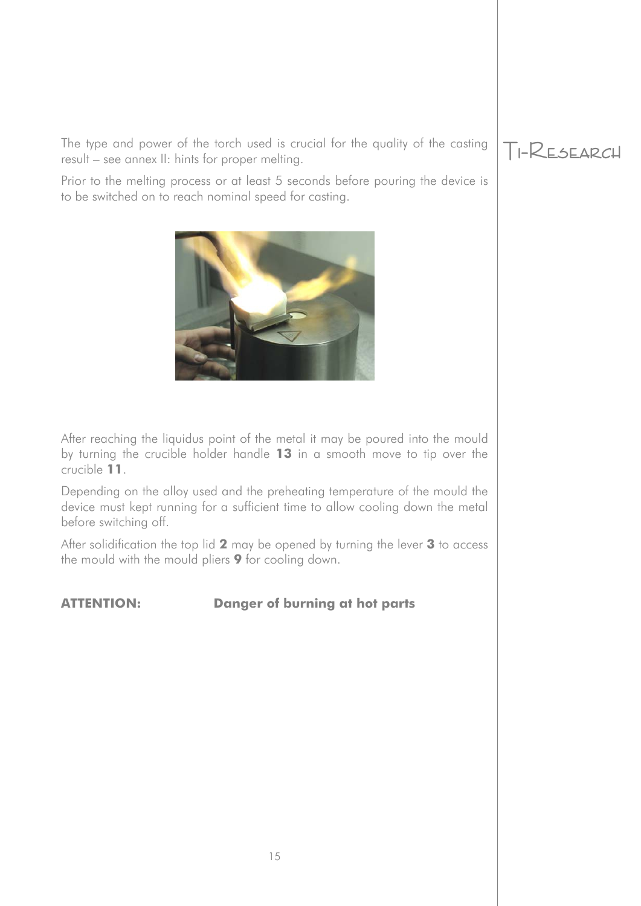The type and power of the torch used is crucial for the quality of the casting result – see annex II: hints for proper melting.

Prior to the melting process or at least 5 seconds before pouring the device is to be switched on to reach nominal speed for casting.

After reaching the liquidus point of the metal it may be poured into the mould by turning the crucible holder handle **13** in a smooth move to tip over the crucible **11**.

Depending on the alloy used and the preheating temperature of the mould the device must kept running for a sufficient time to allow cooling down the metal before switching off.

After solidification the top lid **2** may be opened by turning the lever **3** to access the mould with the mould pliers **9** for cooling down.

**ATTENTION:** **Danger of burning at hot parts**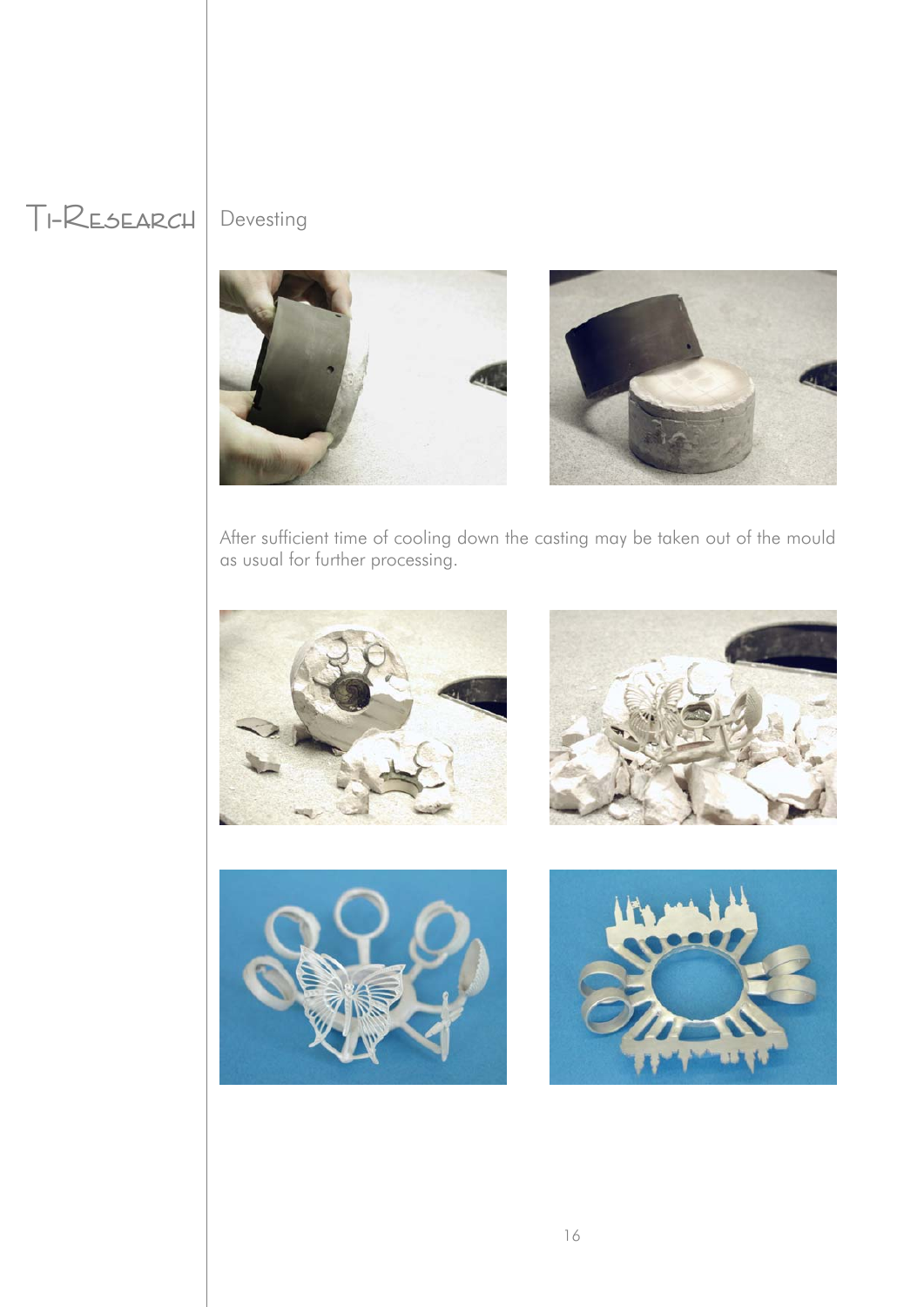## Devesting

After sufficient time of cooling down the casting may be taken out of the mould as usual for further processing.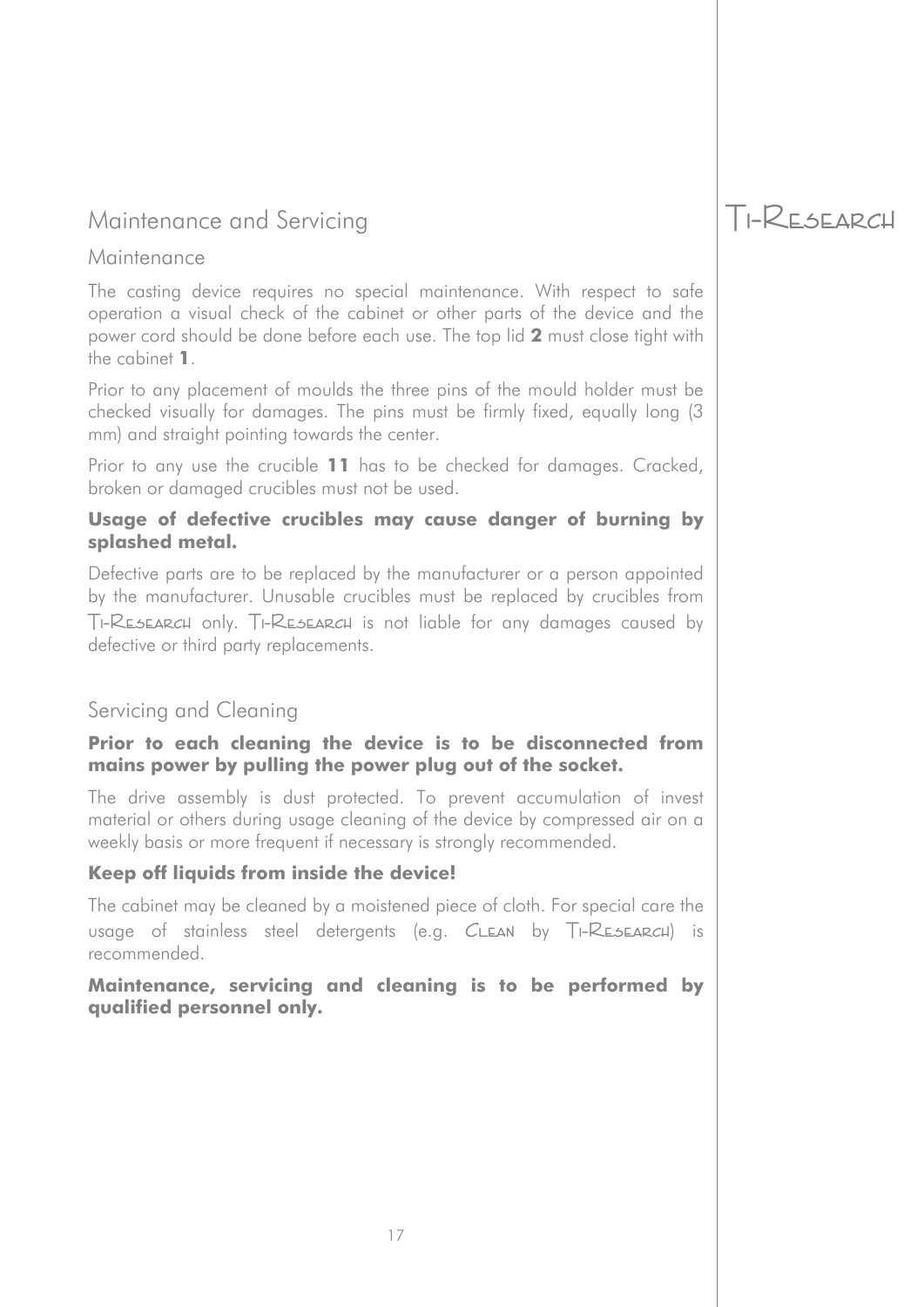# Maintenance and Servicing

## Maintenance

The casting device requires no special maintenance. With respect to safe operation a visual check of the cabinet or other parts of the device and the power cord should be done before each use. The top lid **2** must close tight with the cabinet **1**.

Prior to any placement of moulds the three pins of the mould holder must be checked visually for damages. The pins must be firmly fixed, equally long (3 mm) and straight pointing towards the center.

Prior to any use the crucible **11** has to be checked for damages. Cracked, broken or damaged crucibles must not be used.

**Usage of defective crucibles may cause danger of burning by splashed metal.**

Defective parts are to be replaced by the manufacturer or a person appointed by the manufacturer. Unusable crucibles must be replaced by crucibles from Ti-Research only. Ti-Research is not liable for any damages caused by defective or third party replacements.

## Servicing and Cleaning

**Prior to each cleaning the device is to be disconnected from mains power by pulling the power plug out of the socket.**

The drive assembly is dust protected. To prevent accumulation of invest material or others during usage cleaning of the device by compressed air on a weekly basis or more frequent if necessary is strongly recommended.

**Keep off liquids from inside the device!**

The cabinet may be cleaned by a moistened piece of cloth. For special care the usage of stainless steel detergents (e.g. Clean by Ti-Research) is recommended.

**Maintenance, servicing and cleaning is to be performed by qualified personnel only.**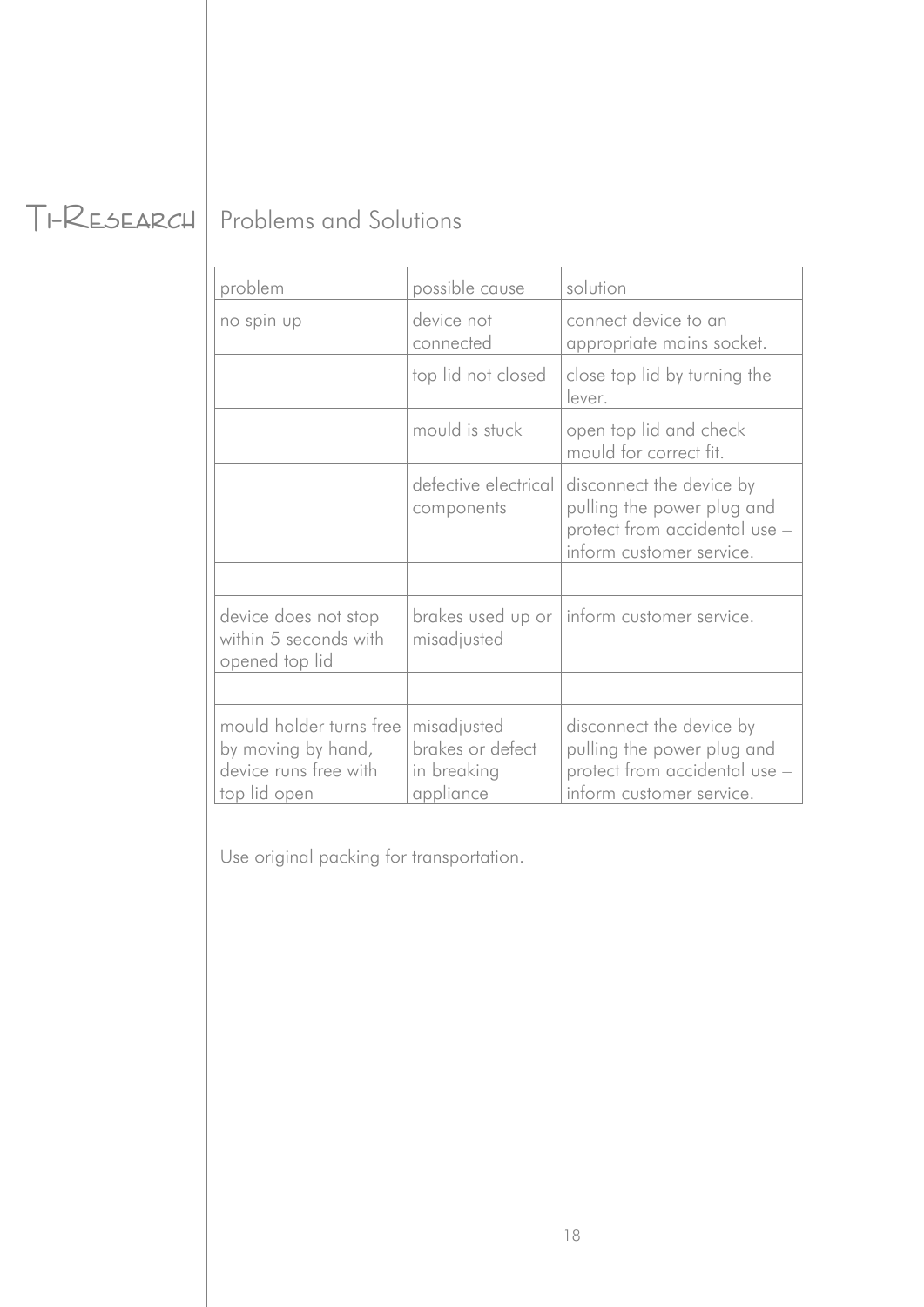# Problems and Solutions

| problem | possible cause | solution |
|---|---|---|
| no spin up | device not connected | connect device to an appropriate mains socket. |
| | top lid not closed | close top lid by turning the lever. |
| | mould is stuck | open top lid and check mould for correct fit. |
| | defective electrical components | disconnect the device by pulling the power plug and protect from accidental use – inform customer service. |
| | | |
| device does not stop within 5 seconds with opened top lid | brakes used up or misadjusted | inform customer service. |
| | | |
| mould holder turns free by moving by hand, device runs free with top lid open | misadjusted brakes or defect in breaking appliance | disconnect the device by pulling the power plug and protect from accidental use – inform customer service. |

Use original packing for transportation.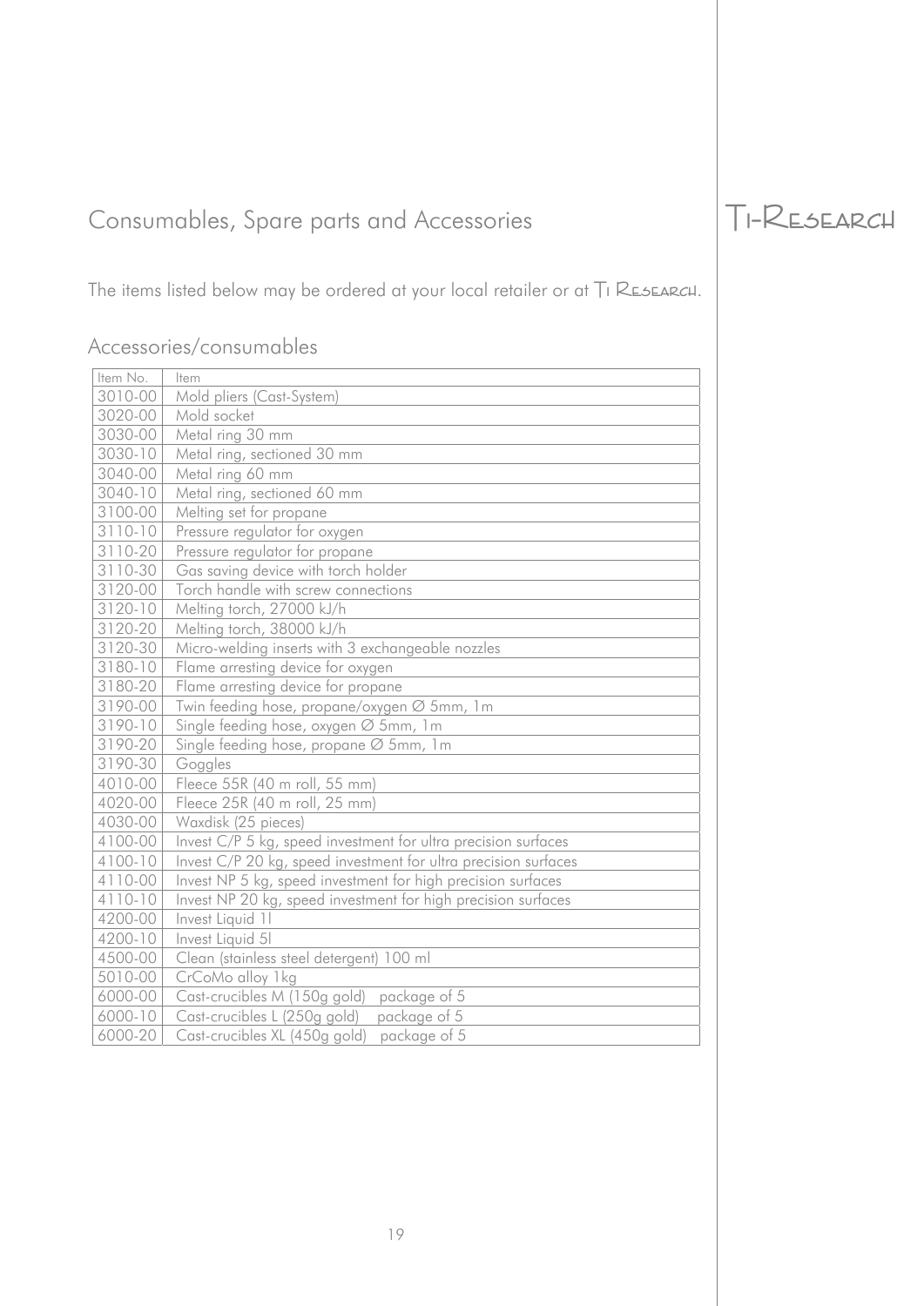# Consumables, Spare parts and Accessories

Ti-Research

The items listed below may be ordered at your local retailer or at Ti Research.

## Accessories/consumables

| Item No. | Item |
|---|---|
| 3010-00 | Mold pliers (Cast-System) |
| 3020-00 | Mold socket |
| 3030-00 | Metal ring 30 mm |
| 3030-10 | Metal ring, sectioned 30 mm |
| 3040-00 | Metal ring 60 mm |
| 3040-10 | Metal ring, sectioned 60 mm |
| 3100-00 | Melting set for propane |
| 3110-10 | Pressure regulator for oxygen |
| 3110-20 | Pressure regulator for propane |
| 3110-30 | Gas saving device with torch holder |
| 3120-00 | Torch handle with screw connections |
| 3120-10 | Melting torch, 27000 kJ/h |
| 3120-20 | Melting torch, 38000 kJ/h |
| 3120-30 | Micro-welding inserts with 3 exchangeable nozzles |
| 3180-10 | Flame arresting device for oxygen |
| 3180-20 | Flame arresting device for propane |
| 3190-00 | Twin feeding hose, propane/oxygen Ø 5mm, 1m |
| 3190-10 | Single feeding hose, oxygen Ø 5mm, 1m |
| 3190-20 | Single feeding hose, propane Ø 5mm, 1m |
| 3190-30 | Goggles |
| 4010-00 | Fleece 55R (40 m roll, 55 mm) |
| 4020-00 | Fleece 25R (40 m roll, 25 mm) |
| 4030-00 | Waxdisk (25 pieces) |
| 4100-00 | Invest C/P 5 kg, speed investment for ultra precision surfaces |
| 4100-10 | Invest C/P 20 kg, speed investment for ultra precision surfaces |
| 4110-00 | Invest NP 5 kg, speed investment for high precision surfaces |
| 4110-10 | Invest NP 20 kg, speed investment for high precision surfaces |
| 4200-00 | Invest Liquid 1l |
| 4200-10 | Invest Liquid 5l |
| 4500-00 | Clean (stainless steel detergent) 100 ml |
| 5010-00 | CrCoMo alloy 1kg |
| 6000-00 | Cast-crucibles M (150g gold) package of 5 |
| 6000-10 | Cast-crucibles L (250g gold) package of 5 |
| 6000-20 | Cast-crucibles XL (450g gold) package of 5 |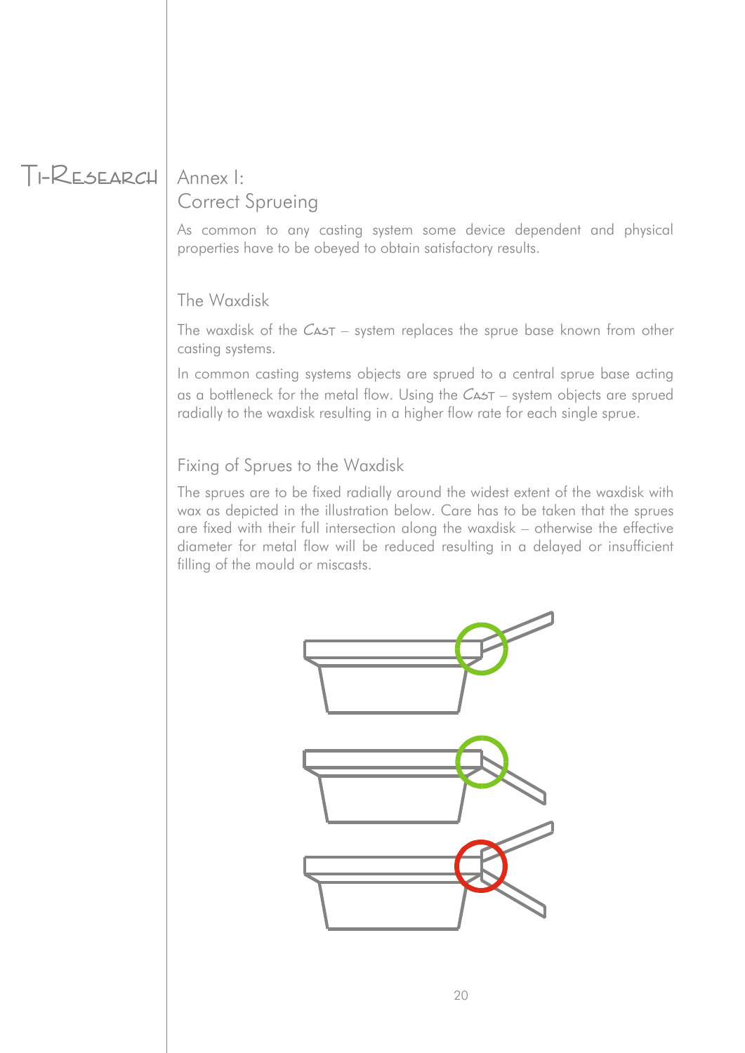# Annex I: Correct Sprueing

As common to any casting system some device dependent and physical properties have to be obeyed to obtain satisfactory results.

## The Waxdisk

The waxdisk of the CAST – system replaces the sprue base known from other casting systems.

In common casting systems objects are sprued to a central sprue base acting as a bottleneck for the metal flow. Using the CAST – system objects are sprued radially to the waxdisk resulting in a higher flow rate for each single sprue.

## Fixing of Sprues to the Waxdisk

The sprues are to be fixed radially around the widest extent of the waxdisk with wax as depicted in the illustration below. Care has to be taken that the sprues are fixed with their full intersection along the waxdisk – otherwise the effective diameter for metal flow will be reduced resulting in a delayed or insufficient filling of the mould or miscasts.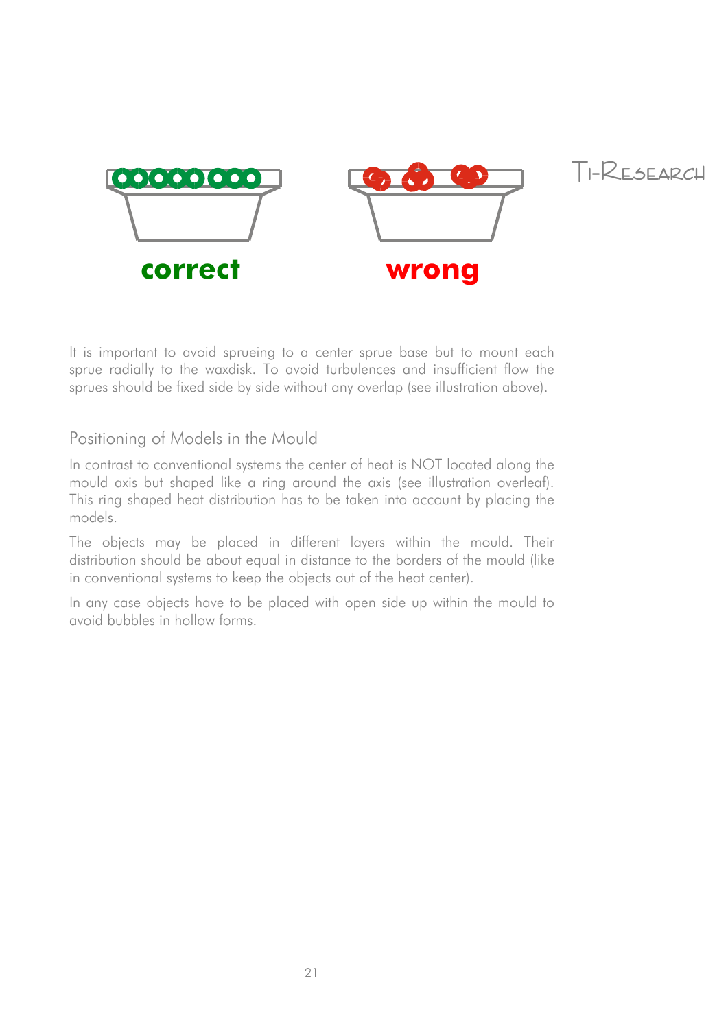correct

wrong

It is important to avoid sprueing to a center sprue base but to mount each sprue radially to the waxdisk. To avoid turbulences and insufficient flow the sprues should be fixed side by side without any overlap (see illustration above).

## Positioning of Models in the Mould

In contrast to conventional systems the center of heat is NOT located along the mould axis but shaped like a ring around the axis (see illustration overleaf). This ring shaped heat distribution has to be taken into account by placing the models.

The objects may be placed in different layers within the mould. Their distribution should be about equal in distance to the borders of the mould (like in conventional systems to keep the objects out of the heat center).

In any case objects have to be placed with open side up within the mould to avoid bubbles in hollow forms.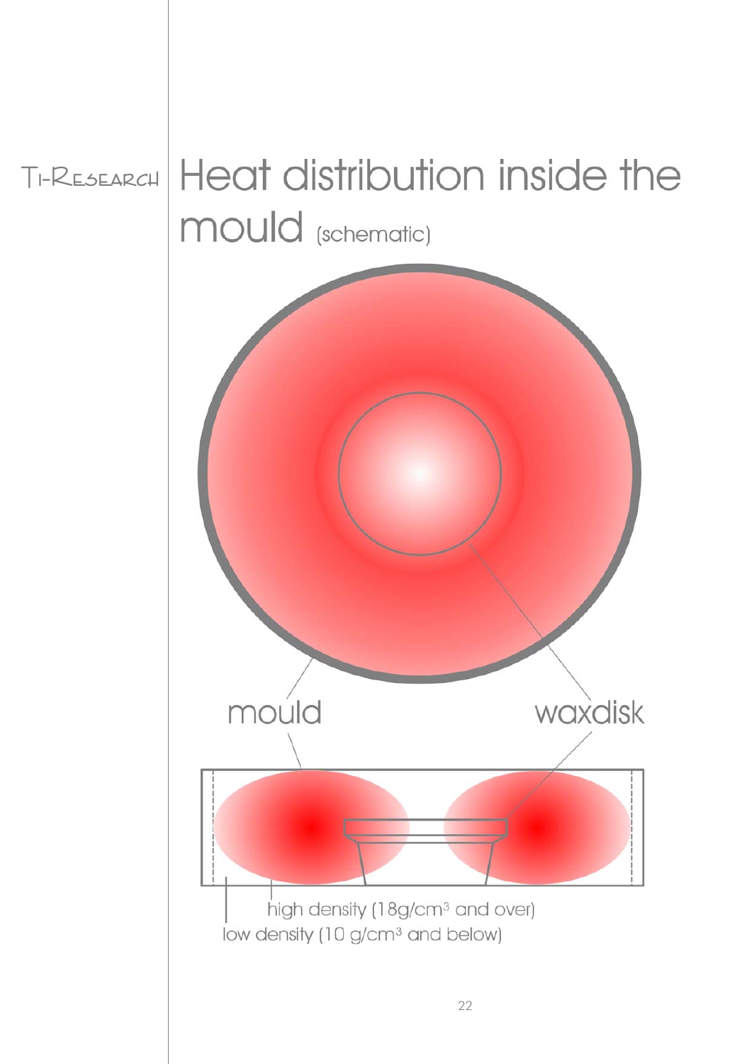# Heat distribution inside the mould (schematic)

mould

waxdisk

high density (18g/cm$^3$ and over)

low density (10 g/cm$^3$ and below)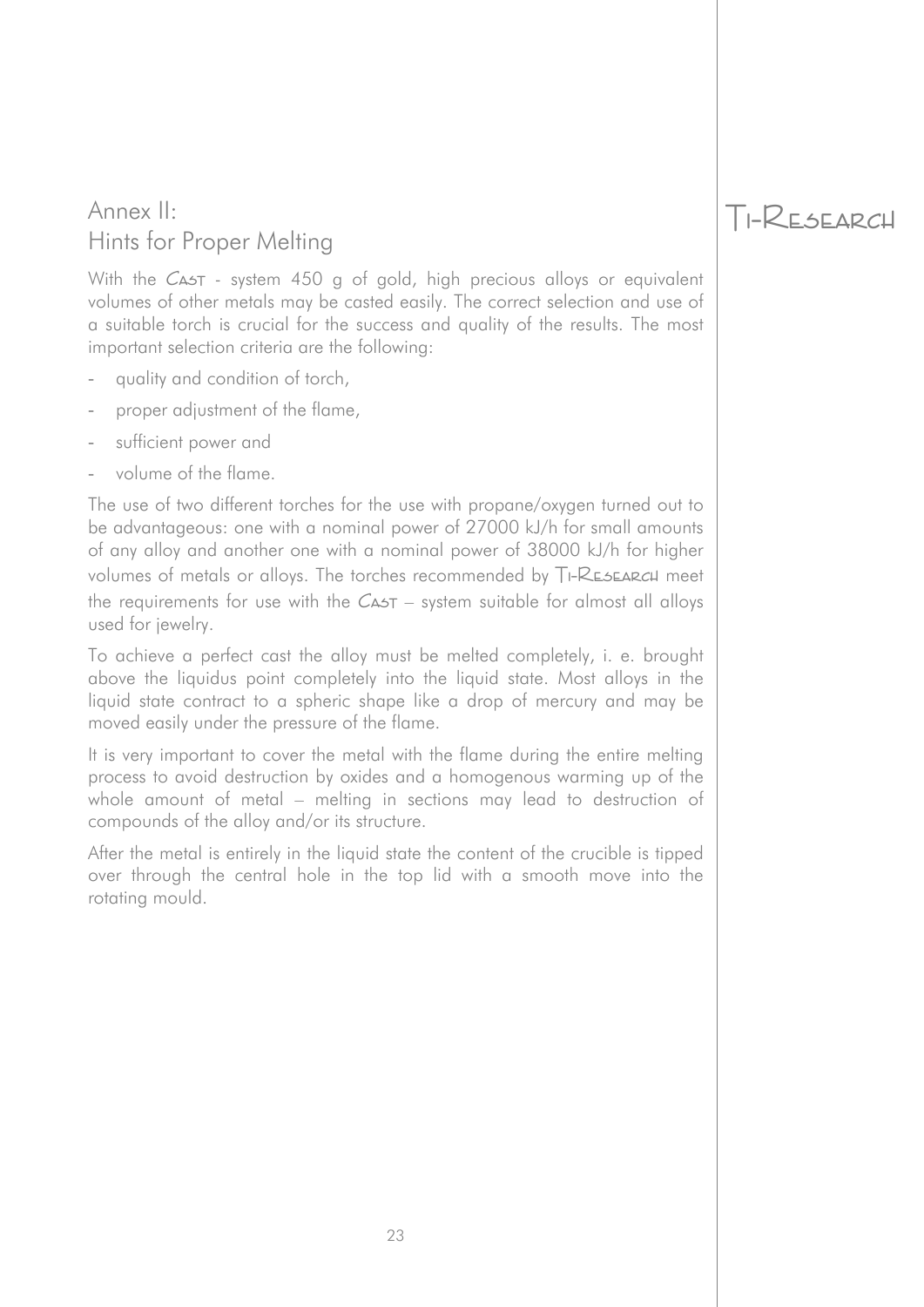## Annex II:
## Hints for Proper Melting

With the CAST - system 450 g of gold, high precious alloys or equivalent volumes of other metals may be casted easily. The correct selection and use of a suitable torch is crucial for the success and quality of the results. The most important selection criteria are the following:

- quality and condition of torch,
- proper adjustment of the flame,
- sufficient power and
- volume of the flame.

The use of two different torches for the use with propane/oxygen turned out to be advantageous: one with a nominal power of 27000 kJ/h for small amounts of any alloy and another one with a nominal power of 38000 kJ/h for higher volumes of metals or alloys. The torches recommended by TI-RESEARCH meet the requirements for use with the CAST – system suitable for almost all alloys used for jewelry.

To achieve a perfect cast the alloy must be melted completely, i. e. brought above the liquidus point completely into the liquid state. Most alloys in the liquid state contract to a spheric shape like a drop of mercury and may be moved easily under the pressure of the flame.

It is very important to cover the metal with the flame during the entire melting process to avoid destruction by oxides and a homogenous warming up of the whole amount of metal – melting in sections may lead to destruction of compounds of the alloy and/or its structure.

After the metal is entirely in the liquid state the content of the crucible is tipped over through the central hole in the top lid with a smooth move into the rotating mould.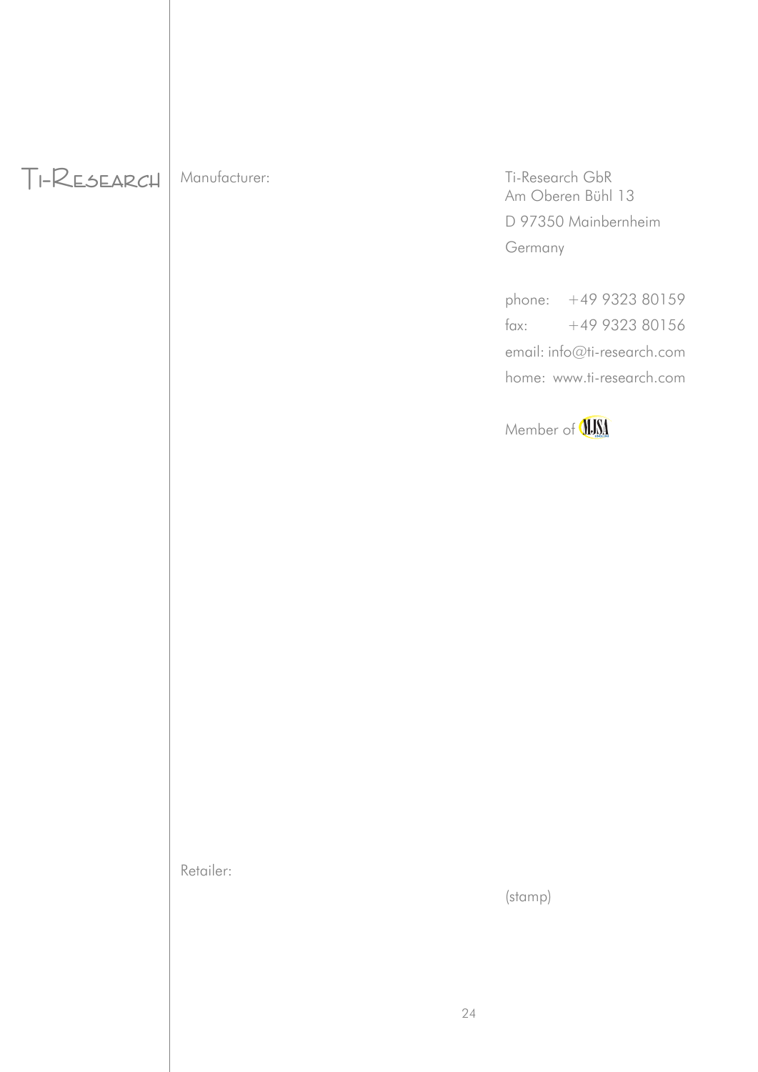Ti-Research

Manufacturer:

Ti-Research GbR
Am Oberen Bühl 13
D 97350 Mainbernheim
Germany

phone: +49 9323 80159
fax: +49 9323 80156
email: info@ti-research.com
home: www.ti-research.com

Member of MJSA

Retailer:

(stamp)